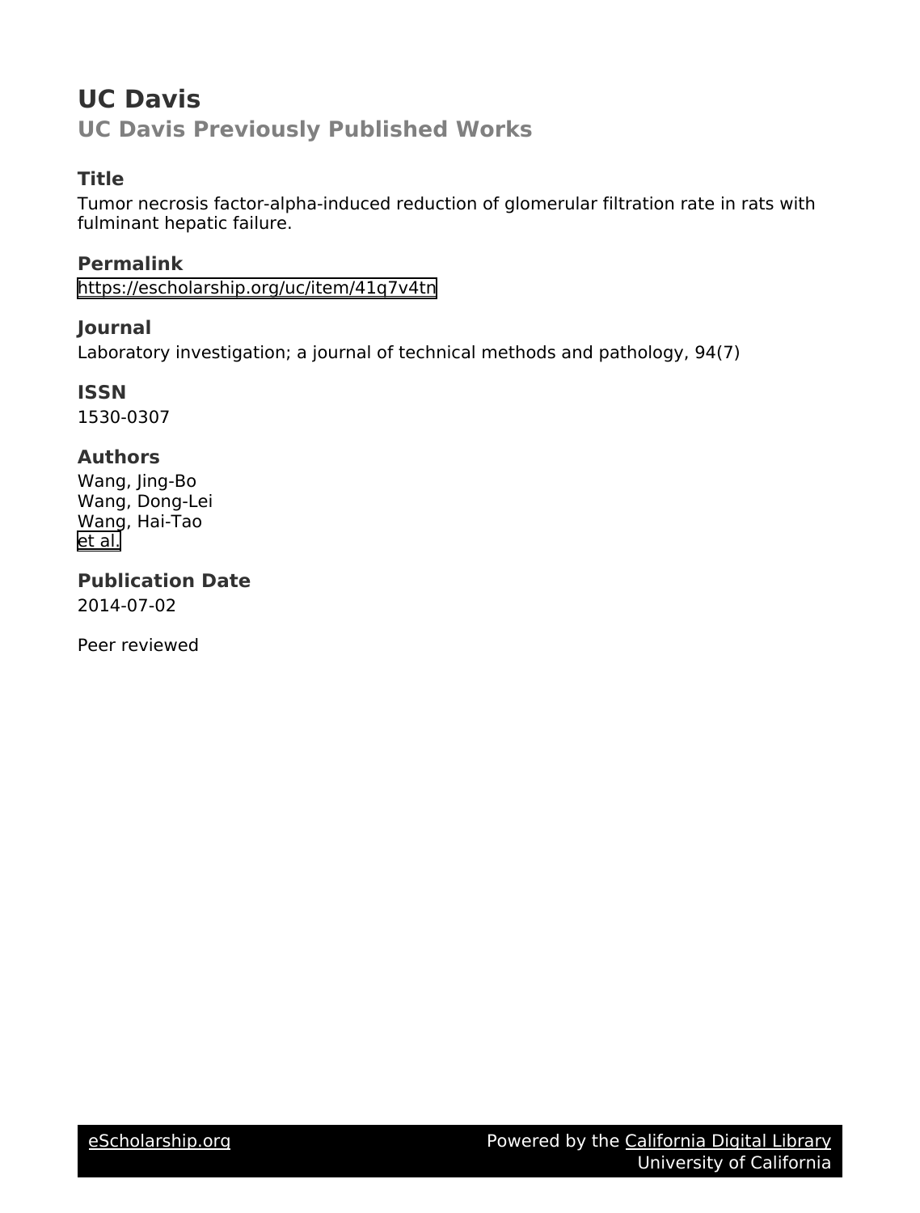# UC Davis

## UC Davis Previously Published Works

### Title

Tumor necrosis factor-alpha-induced reduction of glomerular filtration rate in rats with fulminant hepatic failure.

### Permalink

https://escholarship.org/uc/item/41q7v4tn

### Journal

Laboratory investigation; a journal of technical methods and pathology, 94(7)

### ISSN

1530-0307

### Authors

Wang, Jing-Bo
Wang, Dong-Lei
Wang, Hai-Tao
et al.

### Publication Date

2014-07-02

Peer reviewed

eScholarship.org    Powered by the California Digital Library
University of California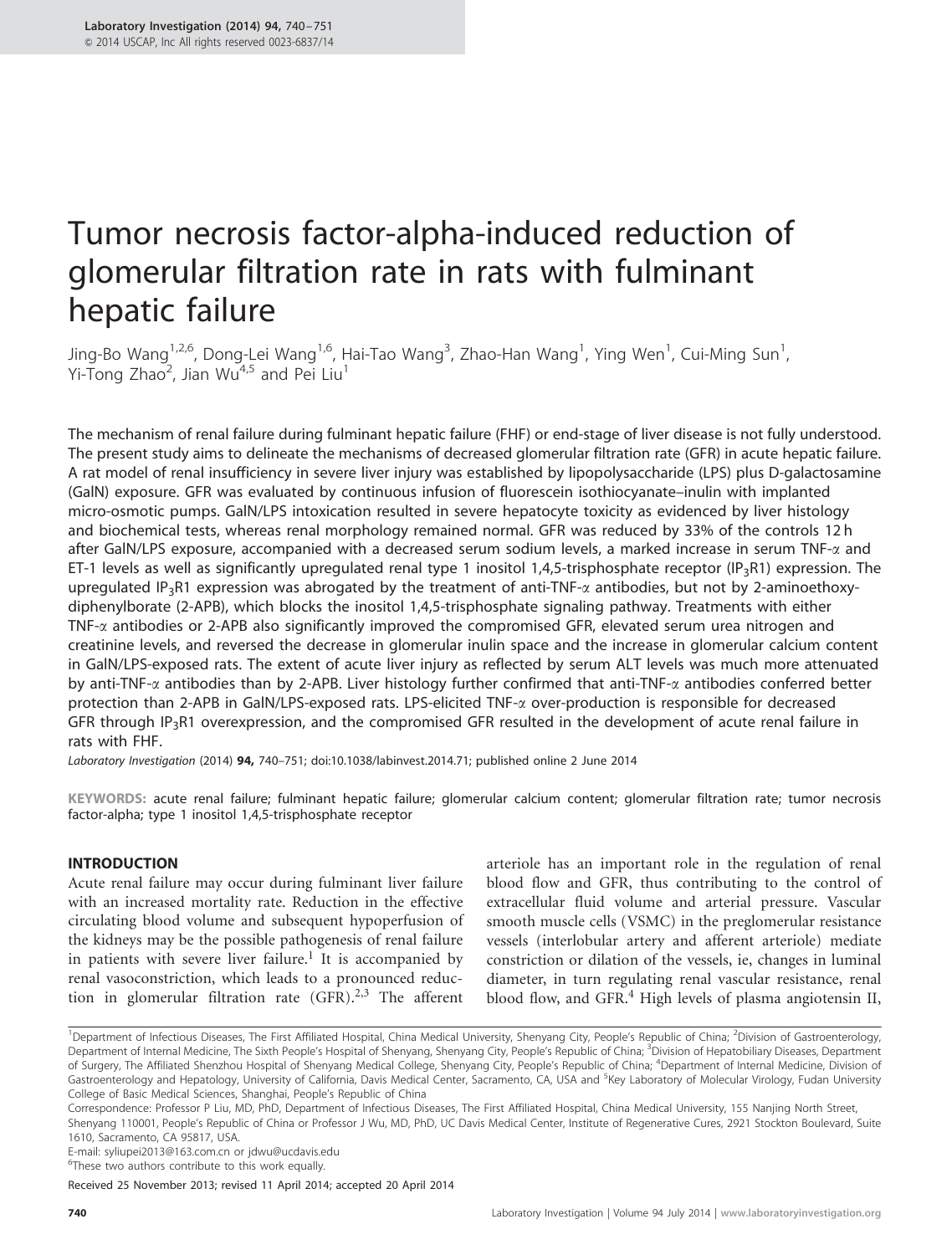# Tumor necrosis factor-alpha-induced reduction of glomerular filtration rate in rats with fulminant hepatic failure

Jing-Bo Wang[1,2,6], Dong-Lei Wang[1,6], Hai-Tao Wang[3], Zhao-Han Wang[1], Ying Wen[1], Cui-Ming Sun[1], Yi-Tong Zhao[2], Jian Wu[4,5] and Pei Liu[1]

The mechanism of renal failure during fulminant hepatic failure (FHF) or end-stage of liver disease is not fully understood. The present study aims to delineate the mechanisms of decreased glomerular filtration rate (GFR) in acute hepatic failure. A rat model of renal insufficiency in severe liver injury was established by lipopolysaccharide (LPS) plus D-galactosamine (GalN) exposure. GFR was evaluated by continuous infusion of fluorescein isothiocyanate–inulin with implanted micro-osmotic pumps. GalN/LPS intoxication resulted in severe hepatocyte toxicity as evidenced by liver histology and biochemical tests, whereas renal morphology remained normal. GFR was reduced by 33% of the controls 12 h after GalN/LPS exposure, accompanied with a decreased serum sodium levels, a marked increase in serum TNF-α and ET-1 levels as well as significantly upregulated renal type 1 inositol 1,4,5-trisphosphate receptor ($IP_3R1$) expression. The upregulated $IP_3R1$ expression was abrogated by the treatment of anti-TNF-α antibodies, but not by 2-aminoethoxy-diphenylborate (2-APB), which blocks the inositol 1,4,5-trisphosphate signaling pathway. Treatments with either TNF-α antibodies or 2-APB also significantly improved the compromised GFR, elevated serum urea nitrogen and creatinine levels, and reversed the decrease in glomerular inulin space and the increase in glomerular calcium content in GalN/LPS-exposed rats. The extent of acute liver injury as reflected by serum ALT levels was much more attenuated by anti-TNF-α antibodies than by 2-APB. Liver histology further confirmed that anti-TNF-α antibodies conferred better protection than 2-APB in GalN/LPS-exposed rats. LPS-elicited TNF-α over-production is responsible for decreased GFR through $IP_3R1$ overexpression, and the compromised GFR resulted in the development of acute renal failure in rats with FHF.

*Laboratory Investigation* (2014) **94,** 740–751; doi:10.1038/labinvest.2014.71; published online 2 June 2014

**KEYWORDS:** acute renal failure; fulminant hepatic failure; glomerular calcium content; glomerular filtration rate; tumor necrosis factor-alpha; type 1 inositol 1,4,5-trisphosphate receptor

## INTRODUCTION

Acute renal failure may occur during fulminant liver failure with an increased mortality rate. Reduction in the effective circulating blood volume and subsequent hypoperfusion of the kidneys may be the possible pathogenesis of renal failure in patients with severe liver failure.[1] It is accompanied by renal vasoconstriction, which leads to a pronounced reduction in glomerular filtration rate (GFR).[2,3] The afferent arteriole has an important role in the regulation of renal blood flow and GFR, thus contributing to the control of extracellular fluid volume and arterial pressure. Vascular smooth muscle cells (VSMC) in the preglomerular resistance vessels (interlobular artery and afferent arteriole) mediate constriction or dilation of the vessels, ie, changes in luminal diameter, in turn regulating renal vascular resistance, renal blood flow, and GFR.[4] High levels of plasma angiotensin II,

[1]Department of Infectious Diseases, The First Affiliated Hospital, China Medical University, Shenyang City, People's Republic of China; [2]Division of Gastroenterology, Department of Internal Medicine, The Sixth People's Hospital of Shenyang, Shenyang City, People's Republic of China; [3]Division of Hepatobiliary Diseases, Department of Surgery, The Affiliated Shenzhou Hospital of Shenyang Medical College, Shenyang City, People's Republic of China; [4]Department of Internal Medicine, Division of Gastroenterology and Hepatology, University of California, Davis Medical Center, Sacramento, CA, USA and [5]Key Laboratory of Molecular Virology, Fudan University College of Basic Medical Sciences, Shanghai, People's Republic of China

Correspondence: Professor P Liu, MD, PhD, Department of Infectious Diseases, The First Affiliated Hospital, China Medical University, 155 Nanjing North Street, Shenyang 110001, People's Republic of China or Professor J Wu, MD, PhD, UC Davis Medical Center, Institute of Regenerative Cures, 2921 Stockton Boulevard, Suite 1610, Sacramento, CA 95817, USA.

E-mail: syliupei2013@163.com.cn or jdwu@ucdavis.edu

[6]These two authors contribute to this work equally.

Received 25 November 2013; revised 11 April 2014; accepted 20 April 2014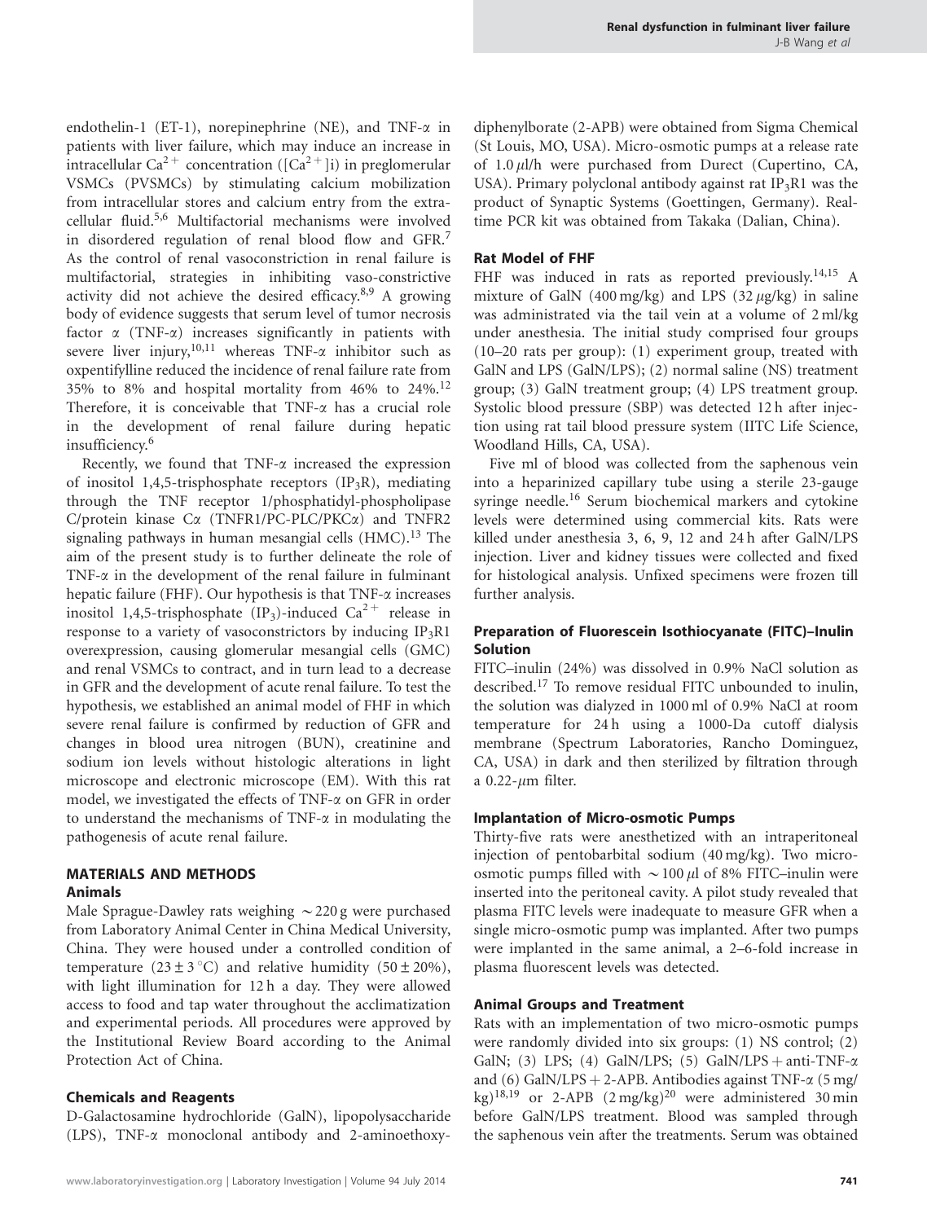endothelin-1 (ET-1), norepinephrine (NE), and TNF-α in patients with liver failure, which may induce an increase in intracellular $Ca^{2+}$ concentration ($[Ca^{2+}]i$) in preglomerular VSMCs (PVSMCs) by stimulating calcium mobilization from intracellular stores and calcium entry from the extracellular fluid.[5,6] Multifactorial mechanisms were involved in disordered regulation of renal blood flow and GFR.[7] As the control of renal vasoconstriction in renal failure is multifactorial, strategies in inhibiting vaso-constrictive activity did not achieve the desired efficacy.[8,9] A growing body of evidence suggests that serum level of tumor necrosis factor α (TNF-α) increases significantly in patients with severe liver injury,[10,11] whereas TNF-α inhibitor such as oxpentifylline reduced the incidence of renal failure rate from 35% to 8% and hospital mortality from 46% to 24%.[12] Therefore, it is conceivable that TNF-α has a crucial role in the development of renal failure during hepatic insufficiency.[6]

Recently, we found that TNF-α increased the expression of inositol 1,4,5-trisphosphate receptors ($IP_3R$), mediating through the TNF receptor 1/phosphatidyl-phospholipase C/protein kinase Cα (TNFR1/PC-PLC/PKCα) and TNFR2 signaling pathways in human mesangial cells (HMC).[13] The aim of the present study is to further delineate the role of TNF-α in the development of the renal failure in fulminant hepatic failure (FHF). Our hypothesis is that TNF-α increases inositol 1,4,5-trisphosphate ($IP_3$)-induced $Ca^{2+}$ release in response to a variety of vasoconstrictors by inducing $IP_3R1$ overexpression, causing glomerular mesangial cells (GMC) and renal VSMCs to contract, and in turn lead to a decrease in GFR and the development of acute renal failure. To test the hypothesis, we established an animal model of FHF in which severe renal failure is confirmed by reduction of GFR and changes in blood urea nitrogen (BUN), creatinine and sodium ion levels without histologic alterations in light microscope and electronic microscope (EM). With this rat model, we investigated the effects of TNF-α on GFR in order to understand the mechanisms of TNF-α in modulating the pathogenesis of acute renal failure.

## MATERIALS AND METHODS

### Animals

Male Sprague-Dawley rats weighing ~220 g were purchased from Laboratory Animal Center in China Medical University, China. They were housed under a controlled condition of temperature (23 ± 3 °C) and relative humidity (50 ± 20%), with light illumination for 12 h a day. They were allowed access to food and tap water throughout the acclimatization and experimental periods. All procedures were approved by the Institutional Review Board according to the Animal Protection Act of China.

### Chemicals and Reagents

D-Galactosamine hydrochloride (GalN), lipopolysaccharide (LPS), TNF-α monoclonal antibody and 2-aminoethoxy-diphenylborate (2-APB) were obtained from Sigma Chemical (St Louis, MO, USA). Micro-osmotic pumps at a release rate of 1.0 μl/h were purchased from Durect (Cupertino, CA, USA). Primary polyclonal antibody against rat $IP_3R1$ was the product of Synaptic Systems (Goettingen, Germany). Real-time PCR kit was obtained from Takaka (Dalian, China).

### Rat Model of FHF

FHF was induced in rats as reported previously.[14,15] A mixture of GalN (400 mg/kg) and LPS (32 μg/kg) in saline was administrated via the tail vein at a volume of 2 ml/kg under anesthesia. The initial study comprised four groups (10–20 rats per group): (1) experiment group, treated with GalN and LPS (GalN/LPS); (2) normal saline (NS) treatment group; (3) GalN treatment group; (4) LPS treatment group. Systolic blood pressure (SBP) was detected 12 h after injection using rat tail blood pressure system (IITC Life Science, Woodland Hills, CA, USA).

Five ml of blood was collected from the saphenous vein into a heparinized capillary tube using a sterile 23-gauge syringe needle.[16] Serum biochemical markers and cytokine levels were determined using commercial kits. Rats were killed under anesthesia 3, 6, 9, 12 and 24 h after GalN/LPS injection. Liver and kidney tissues were collected and fixed for histological analysis. Unfixed specimens were frozen till further analysis.

### Preparation of Fluorescein Isothiocyanate (FITC)–Inulin Solution

FITC–inulin (24%) was dissolved in 0.9% NaCl solution as described.[17] To remove residual FITC unbounded to inulin, the solution was dialyzed in 1000 ml of 0.9% NaCl at room temperature for 24 h using a 1000-Da cutoff dialysis membrane (Spectrum Laboratories, Rancho Dominguez, CA, USA) in dark and then sterilized by filtration through a 0.22-μm filter.

### Implantation of Micro-osmotic Pumps

Thirty-five rats were anesthetized with an intraperitoneal injection of pentobarbital sodium (40 mg/kg). Two micro-osmotic pumps filled with ~100 μl of 8% FITC–inulin were inserted into the peritoneal cavity. A pilot study revealed that plasma FITC levels were inadequate to measure GFR when a single micro-osmotic pump was implanted. After two pumps were implanted in the same animal, a 2–6-fold increase in plasma fluorescent levels was detected.

### Animal Groups and Treatment

Rats with an implementation of two micro-osmotic pumps were randomly divided into six groups: (1) NS control; (2) GalN; (3) LPS; (4) GalN/LPS; (5) GalN/LPS + anti-TNF-α and (6) GalN/LPS + 2-APB. Antibodies against TNF-α (5 mg/kg)[18,19] or 2-APB (2 mg/kg)[20] were administered 30 min before GalN/LPS treatment. Blood was sampled through the saphenous vein after the treatments. Serum was obtained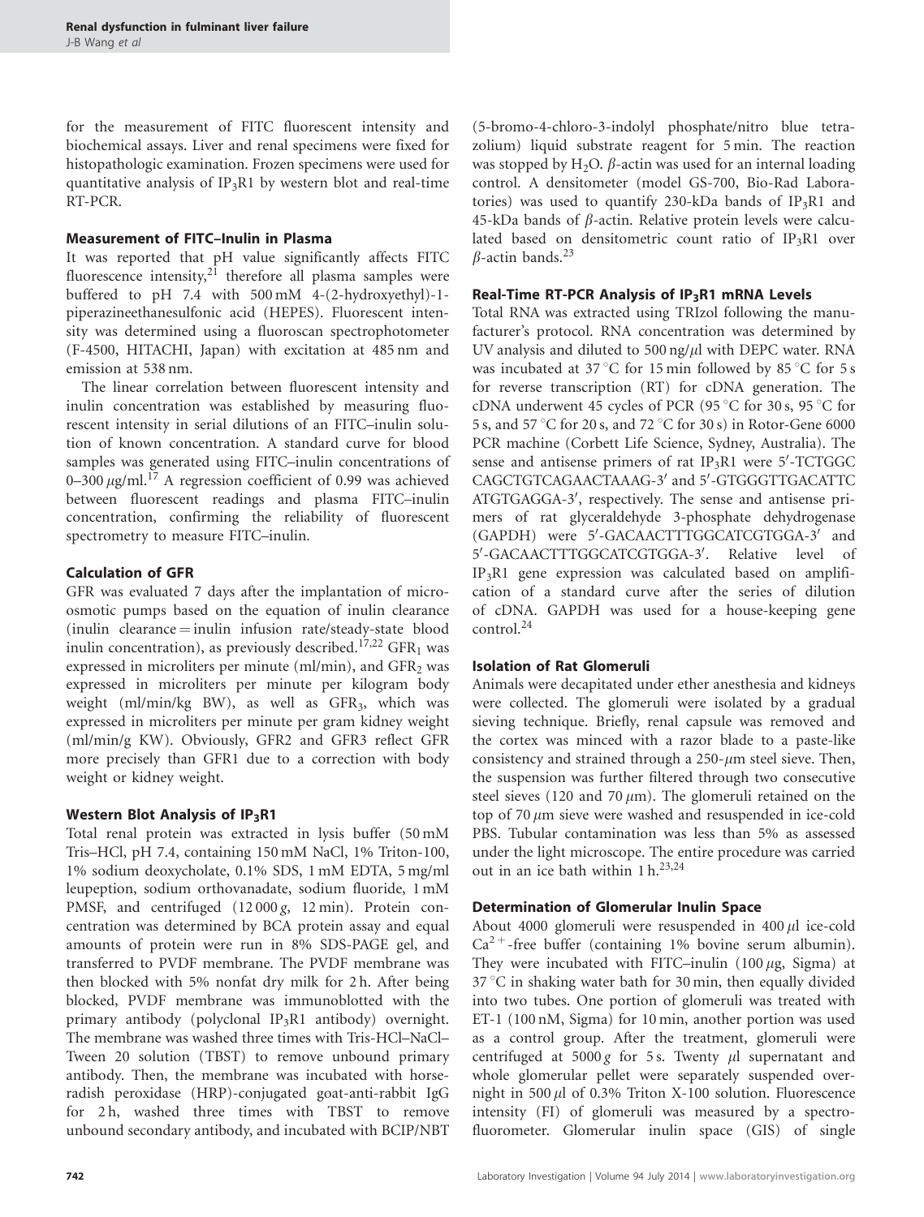for the measurement of FITC fluorescent intensity and biochemical assays. Liver and renal specimens were fixed for histopathologic examination. Frozen specimens were used for quantitative analysis of $IP_3R1$ by western blot and real-time RT-PCR.

### Measurement of FITC–Inulin in Plasma

It was reported that pH value significantly affects FITC fluorescence intensity,[21] therefore all plasma samples were buffered to pH 7.4 with 500 mM 4-(2-hydroxyethyl)-1-piperazineethanesulfonic acid (HEPES). Fluorescent intensity was determined using a fluoroscan spectrophotometer (F-4500, HITACHI, Japan) with excitation at 485 nm and emission at 538 nm.

The linear correlation between fluorescent intensity and inulin concentration was established by measuring fluorescent intensity in serial dilutions of an FITC–inulin solution of known concentration. A standard curve for blood samples was generated using FITC–inulin concentrations of 0–300 $\mu$g/ml.[17] A regression coefficient of 0.99 was achieved between fluorescent readings and plasma FITC–inulin concentration, confirming the reliability of fluorescent spectrometry to measure FITC–inulin.

### Calculation of GFR

GFR was evaluated 7 days after the implantation of micro-osmotic pumps based on the equation of inulin clearance (inulin clearance = inulin infusion rate/steady-state blood inulin concentration), as previously described.[17,22] $GFR_1$ was expressed in microliters per minute (ml/min), and $GFR_2$ was expressed in microliters per minute per kilogram body weight (ml/min/kg BW), as well as $GFR_3$, which was expressed in microliters per minute per gram kidney weight (ml/min/g KW). Obviously, GFR2 and GFR3 reflect GFR more precisely than GFR1 due to a correction with body weight or kidney weight.

### Western Blot Analysis of $IP_3R1$

Total renal protein was extracted in lysis buffer (50 mM Tris–HCl, pH 7.4, containing 150 mM NaCl, 1% Triton-100, 1% sodium deoxycholate, 0.1% SDS, 1 mM EDTA, 5 mg/ml leupeption, sodium orthovanadate, sodium fluoride, 1 mM PMSF, and centrifuged (12 000 *g*, 12 min). Protein concentration was determined by BCA protein assay and equal amounts of protein were run in 8% SDS-PAGE gel, and transferred to PVDF membrane. The PVDF membrane was then blocked with 5% nonfat dry milk for 2 h. After being blocked, PVDF membrane was immunoblotted with the primary antibody (polyclonal $IP_3R1$ antibody) overnight. The membrane was washed three times with Tris-HCl–NaCl–Tween 20 solution (TBST) to remove unbound primary antibody. Then, the membrane was incubated with horse-radish peroxidase (HRP)-conjugated goat-anti-rabbit IgG for 2 h, washed three times with TBST to remove unbound secondary antibody, and incubated with BCIP/NBT (5-bromo-4-chloro-3-indolyl phosphate/nitro blue tetrazolium) liquid substrate reagent for 5 min. The reaction was stopped by $H_2O$. $\beta$-actin was used for an internal loading control. A densitometer (model GS-700, Bio-Rad Laboratories) was used to quantify 230-kDa bands of $IP_3R1$ and 45-kDa bands of $\beta$-actin. Relative protein levels were calculated based on densitometric count ratio of $IP_3R1$ over $\beta$-actin bands.[23]

### Real-Time RT-PCR Analysis of $IP_3R1$ mRNA Levels

Total RNA was extracted using TRIzol following the manufacturer's protocol. RNA concentration was determined by UV analysis and diluted to 500 ng/$\mu$l with DEPC water. RNA was incubated at 37 °C for 15 min followed by 85 °C for 5 s for reverse transcription (RT) for cDNA generation. The cDNA underwent 45 cycles of PCR (95 °C for 30 s, 95 °C for 5 s, and 57 °C for 20 s, and 72 °C for 30 s) in Rotor-Gene 6000 PCR machine (Corbett Life Science, Sydney, Australia). The sense and antisense primers of rat $IP_3R1$ were 5′-TCTGGC CAGCTGTCAGAACTAAAG-3′ and 5′-GTGGGTTGACATTC ATGTGAGGA-3′, respectively. The sense and antisense primers of rat glyceraldehyde 3-phosphate dehydrogenase (GAPDH) were 5′-GACAACTTTGGCATCGTGGA-3′ and 5′-GACAACTTTGGCATCGTGGA-3′. Relative level of $IP_3R1$ gene expression was calculated based on amplification of a standard curve after the series of dilution of cDNA. GAPDH was used for a house-keeping gene control.[24]

### Isolation of Rat Glomeruli

Animals were decapitated under ether anesthesia and kidneys were collected. The glomeruli were isolated by a gradual sieving technique. Briefly, renal capsule was removed and the cortex was minced with a razor blade to a paste-like consistency and strained through a 250-$\mu$m steel sieve. Then, the suspension was further filtered through two consecutive steel sieves (120 and 70 $\mu$m). The glomeruli retained on the top of 70 $\mu$m sieve were washed and resuspended in ice-cold PBS. Tubular contamination was less than 5% as assessed under the light microscope. The entire procedure was carried out in an ice bath within 1 h.[23,24]

### Determination of Glomerular Inulin Space

About 4000 glomeruli were resuspended in 400 $\mu$l ice-cold $Ca^{2+}$-free buffer (containing 1% bovine serum albumin). They were incubated with FITC–inulin (100 $\mu$g, Sigma) at 37 °C in shaking water bath for 30 min, then equally divided into two tubes. One portion of glomeruli was treated with ET-1 (100 nM, Sigma) for 10 min, another portion was used as a control group. After the treatment, glomeruli were centrifuged at 5000 *g* for 5 s. Twenty $\mu$l supernatant and whole glomerular pellet were separately suspended overnight in 500 $\mu$l of 0.3% Triton X-100 solution. Fluorescence intensity (FI) of glomeruli was measured by a spectrofluorometer. Glomerular inulin space (GIS) of single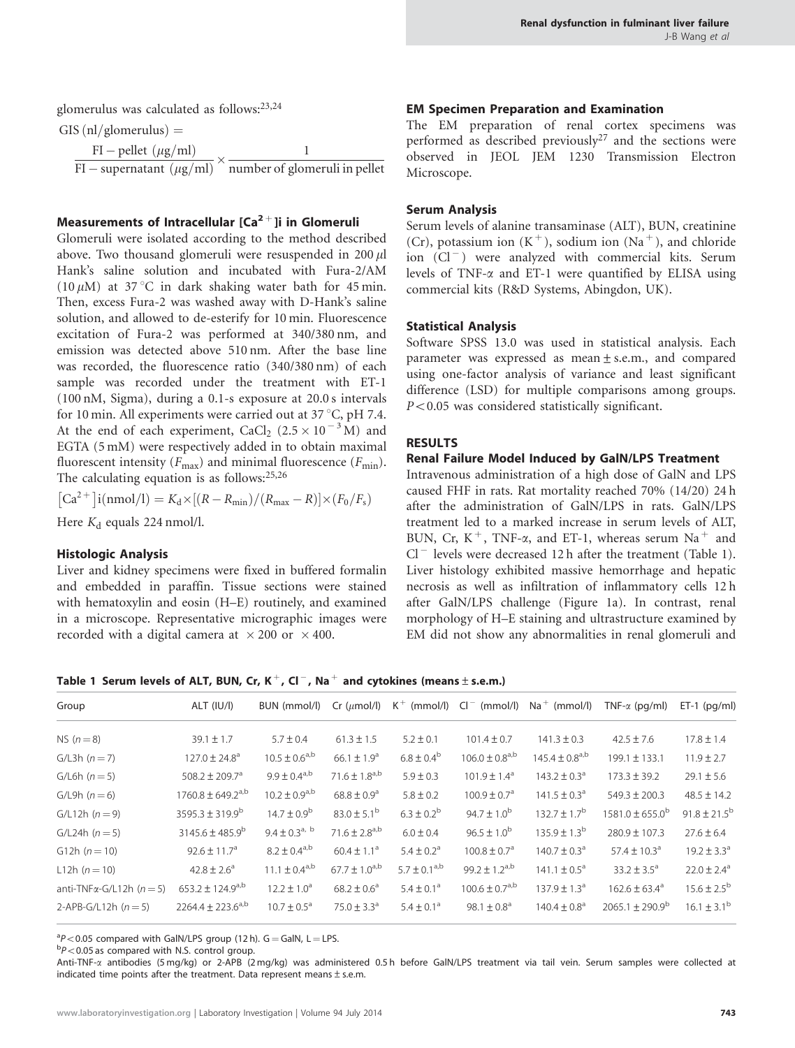glomerulus was calculated as follows:[23,24]

$$\text{GIS (nl/glomerulus)} = \frac{\text{FI} - \text{pellet } (\mu g/ml)}{\text{FI} - \text{supernatant } (\mu g/ml)} \times \frac{1}{\text{number of glomeruli in pellet}}$$

### Measurements of Intracellular [$Ca^{2+}$]i in Glomeruli

Glomeruli were isolated according to the method described above. Two thousand glomeruli were resuspended in 200 $\mu$l Hank's saline solution and incubated with Fura-2/AM (10 $\mu$M) at 37 °C in dark shaking water bath for 45 min. Then, excess Fura-2 was washed away with D-Hank's saline solution, and allowed to de-esterify for 10 min. Fluorescence excitation of Fura-2 was performed at 340/380 nm, and emission was detected above 510 nm. After the base line was recorded, the fluorescence ratio (340/380 nm) of each sample was recorded under the treatment with ET-1 (100 nM, Sigma), during a 0.1-s exposure at 20.0 s intervals for 10 min. All experiments were carried out at 37 °C, pH 7.4. At the end of each experiment, $CaCl_2$ ($2.5 \times 10^{-3}$ M) and EGTA (5 mM) were respectively added in to obtain maximal fluorescent intensity ($F_{max}$) and minimal fluorescence ($F_{min}$). The calculating equation is as follows:[25,26]

$$[Ca^{2+}]i(\text{nmol/l}) = K_d \times [(R - R_{min})/(R_{max} - R)] \times (F_0/F_s)$$

Here $K_d$ equals 224 nmol/l.

### Histologic Analysis

Liver and kidney specimens were fixed in buffered formalin and embedded in paraffin. Tissue sections were stained with hematoxylin and eosin (H–E) routinely, and examined in a microscope. Representative micrographic images were recorded with a digital camera at ×200 or ×400.

### EM Specimen Preparation and Examination

The EM preparation of renal cortex specimens was performed as described previously[27] and the sections were observed in JEOL JEM 1230 Transmission Electron Microscope.

### Serum Analysis

Serum levels of alanine transaminase (ALT), BUN, creatinine (Cr), potassium ion ($K^+$), sodium ion ($Na^+$), and chloride ion ($Cl^-$) were analyzed with commercial kits. Serum levels of TNF-α and ET-1 were quantified by ELISA using commercial kits (R&D Systems, Abingdon, UK).

### Statistical Analysis

Software SPSS 13.0 was used in statistical analysis. Each parameter was expressed as mean ± s.e.m., and compared using one-factor analysis of variance and least significant difference (LSD) for multiple comparisons among groups. $P < 0.05$ was considered statistically significant.

## RESULTS

### Renal Failure Model Induced by GalN/LPS Treatment

Intravenous administration of a high dose of GalN and LPS caused FHF in rats. Rat mortality reached 70% (14/20) 24 h after the administration of GalN/LPS in rats. GalN/LPS treatment led to a marked increase in serum levels of ALT, BUN, Cr, $K^+$, TNF-α, and ET-1, whereas serum $Na^+$ and $Cl^-$ levels were decreased 12 h after the treatment (Table 1). Liver histology exhibited massive hemorrhage and hepatic necrosis as well as infiltration of inflammatory cells 12 h after GalN/LPS challenge (Figure 1a). In contrast, renal morphology of H–E staining and ultrastructure examined by EM did not show any abnormalities in renal glomeruli and

**Table 1 Serum levels of ALT, BUN, Cr, $K^+$, $Cl^-$, $Na^+$ and cytokines (means ± s.e.m.)**

| Group | ALT (IU/l) | BUN (mmol/l) | Cr ($\mu$mol/l) | $K^+$ (mmol/l) | $Cl^-$ (mmol/l) | $Na^+$ (mmol/l) | TNF-α (pg/ml) | ET-1 (pg/ml) |
|---|---|---|---|---|---|---|---|---|
| NS ($n=8$) | 39.1 ± 1.7 | 5.7 ± 0.4 | 61.3 ± 1.5 | 5.2 ± 0.1 | 101.4 ± 0.7 | 141.3 ± 0.3 | 42.5 ± 7.6 | 17.8 ± 1.4 |
| G/L3h ($n=7$) | 127.0 ± 24.8[a] | 10.5 ± 0.6[a,b] | 66.1 ± 1.9[a] | 6.8 ± 0.4[b] | 106.0 ± 0.8[a,b] | 145.4 ± 0.8[a,b] | 199.1 ± 133.1 | 11.9 ± 2.7 |
| G/L6h ($n=5$) | 508.2 ± 209.7[a] | 9.9 ± 0.4[a,b] | 71.6 ± 1.8[a,b] | 5.9 ± 0.3 | 101.9 ± 1.4[a] | 143.2 ± 0.3[a] | 173.3 ± 39.2 | 29.1 ± 5.6 |
| G/L9h ($n=6$) | 1760.8 ± 649.2[a,b] | 10.2 ± 0.9[a,b] | 68.8 ± 0.9[a] | 5.8 ± 0.2 | 100.9 ± 0.7[a] | 141.5 ± 0.3[a] | 549.3 ± 200.3 | 48.5 ± 14.2 |
| G/L12h ($n=9$) | 3595.3 ± 319.9[b] | 14.7 ± 0.9[b] | 83.0 ± 5.1[b] | 6.3 ± 0.2[b] | 94.7 ± 1.0[b] | 132.7 ± 1.7[b] | 1581.0 ± 655.0[b] | 91.8 ± 21.5[b] |
| G/L24h ($n=5$) | 3145.6 ± 485.9[b] | 9.4 ± 0.3[a,b] | 71.6 ± 2.8[a,b] | 6.0 ± 0.4 | 96.5 ± 1.0[b] | 135.9 ± 1.3[b] | 280.9 ± 107.3 | 27.6 ± 6.4 |
| G12h ($n=10$) | 92.6 ± 11.7[a] | 8.2 ± 0.4[a,b] | 60.4 ± 1.1[a] | 5.4 ± 0.2[a] | 100.8 ± 0.7[a] | 140.7 ± 0.3[a] | 57.4 ± 10.3[a] | 19.2 ± 3.3[a] |
| L12h ($n=10$) | 42.8 ± 2.6[a] | 11.1 ± 0.4[a,b] | 67.7 ± 1.0[a,b] | 5.7 ± 0.1[a,b] | 99.2 ± 1.2[a,b] | 141.1 ± 0.5[a] | 33.2 ± 3.5[a] | 22.0 ± 2.4[a] |
| anti-TNFα-G/L12h ($n=5$) | 653.2 ± 124.9[a,b] | 12.2 ± 1.0[a] | 68.2 ± 0.6[a] | 5.4 ± 0.1[a] | 100.6 ± 0.7[a,b] | 137.9 ± 1.3[a] | 162.6 ± 63.4[a] | 15.6 ± 2.5[b] |
| 2-APB-G/L12h ($n=5$) | 2264.4 ± 223.6[a,b] | 10.7 ± 0.5[a] | 75.0 ± 3.3[a] | 5.4 ± 0.1[a] | 98.1 ± 0.8[a] | 140.4 ± 0.8[a] | 2065.1 ± 290.9[b] | 16.1 ± 3.1[b] |

[a]$P < 0.05$ compared with GalN/LPS group (12 h). G = GalN, L = LPS.
[b]$P < 0.05$ as compared with N.S. control group.
Anti-TNF-α antibodies (5 mg/kg) or 2-APB (2 mg/kg) was administered 0.5 h before GalN/LPS treatment via tail vein. Serum samples were collected at indicated time points after the treatment. Data represent means ± s.e.m.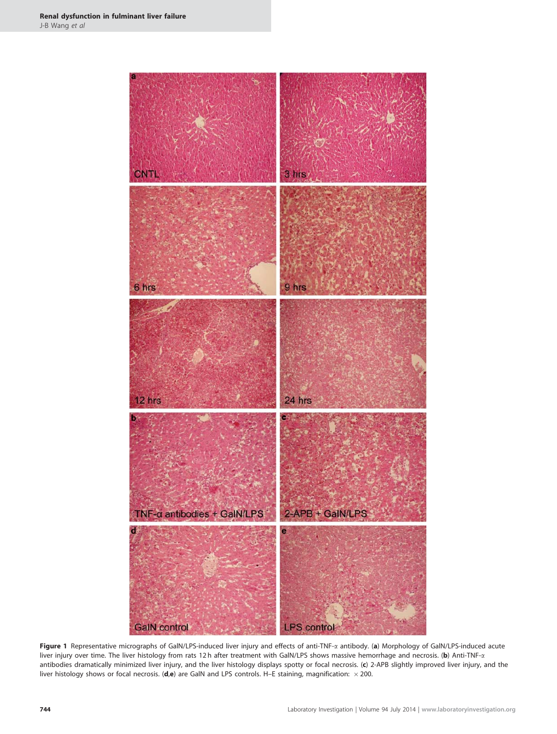**Figure 1** Representative micrographs of GalN/LPS-induced liver injury and effects of anti-TNF-α antibody. (**a**) Morphology of GalN/LPS-induced acute liver injury over time. The liver histology from rats 12 h after treatment with GalN/LPS shows massive hemorrhage and necrosis. (**b**) Anti-TNF-α antibodies dramatically minimized liver injury, and the liver histology displays spotty or focal necrosis. (**c**) 2-APB slightly improved liver injury, and the liver histology shows or focal necrosis. (**d**,**e**) are GalN and LPS controls. H–E staining, magnification: × 200.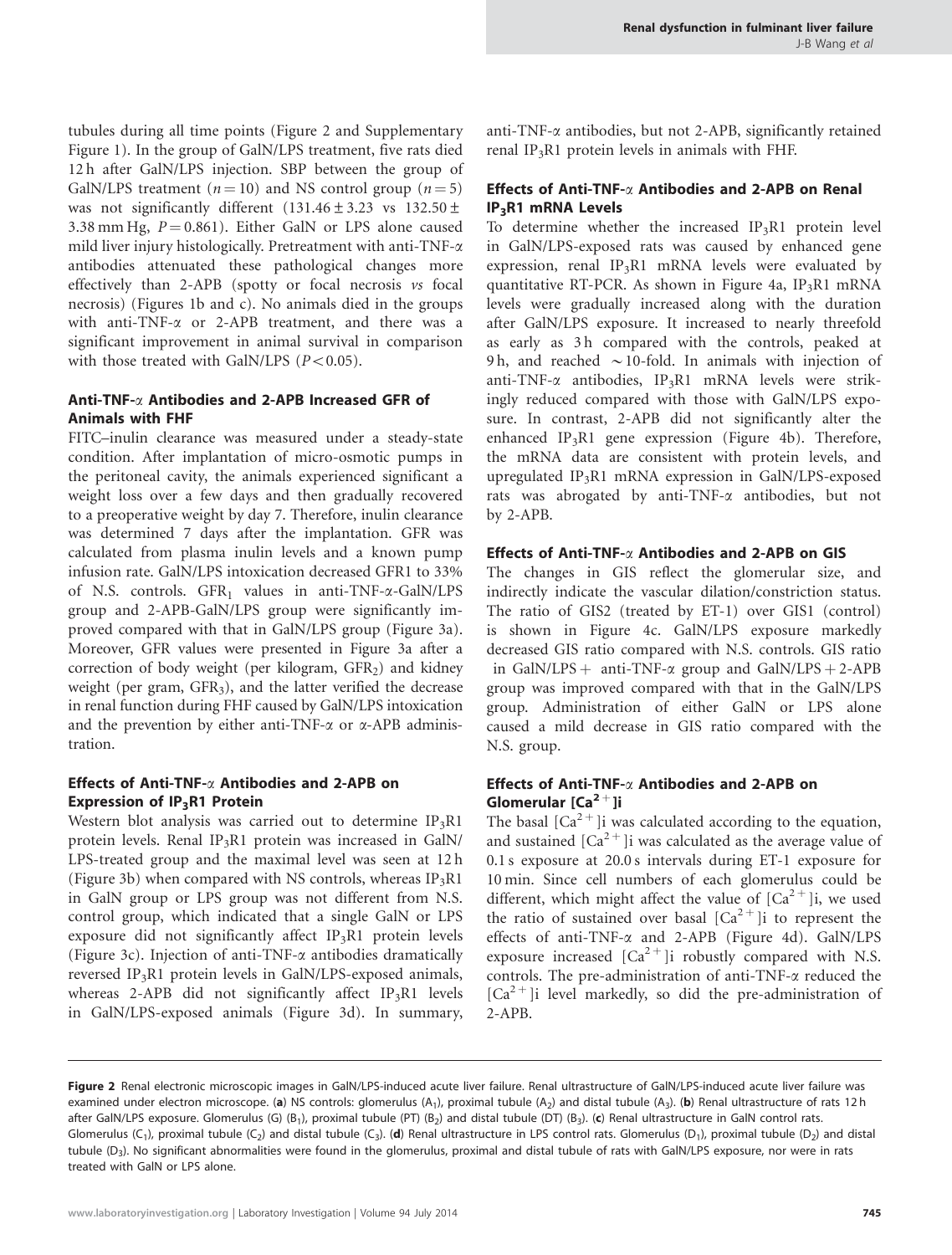tubules during all time points (Figure 2 and Supplementary Figure 1). In the group of GalN/LPS treatment, five rats died 12 h after GalN/LPS injection. SBP between the group of GalN/LPS treatment ($n = 10$) and NS control group ($n = 5$) was not significantly different ($131.46 \pm 3.23$ vs $132.50 \pm 3.38$ mm Hg, $P = 0.861$). Either GalN or LPS alone caused mild liver injury histologically. Pretreatment with anti-TNF-$\alpha$ antibodies attenuated these pathological changes more effectively than 2-APB (spotty or focal necrosis *vs* focal necrosis) (Figures 1b and c). No animals died in the groups with anti-TNF-$\alpha$ or 2-APB treatment, and there was a significant improvement in animal survival in comparison with those treated with GalN/LPS ($P < 0.05$).

### Anti-TNF-$\alpha$ Antibodies and 2-APB Increased GFR of Animals with FHF

FITC–inulin clearance was measured under a steady-state condition. After implantation of micro-osmotic pumps in the peritoneal cavity, the animals experienced significant a weight loss over a few days and then gradually recovered to a preoperative weight by day 7. Therefore, inulin clearance was determined 7 days after the implantation. GFR was calculated from plasma inulin levels and a known pump infusion rate. GalN/LPS intoxication decreased GFR1 to 33% of N.S. controls. $GFR_1$ values in anti-TNF-$\alpha$-GalN/LPS group and 2-APB-GalN/LPS group were significantly improved compared with that in GalN/LPS group (Figure 3a). Moreover, GFR values were presented in Figure 3a after a correction of body weight (per kilogram, $GFR_2$) and kidney weight (per gram, $GFR_3$), and the latter verified the decrease in renal function during FHF caused by GalN/LPS intoxication and the prevention by either anti-TNF-$\alpha$ or $\alpha$-APB administration.

### Effects of Anti-TNF-$\alpha$ Antibodies and 2-APB on Expression of $IP_3R1$ Protein

Western blot analysis was carried out to determine $IP_3R1$ protein levels. Renal $IP_3R1$ protein was increased in GalN/LPS-treated group and the maximal level was seen at 12 h (Figure 3b) when compared with NS controls, whereas $IP_3R1$ in GalN group or LPS group was not different from N.S. control group, which indicated that a single GalN or LPS exposure did not significantly affect $IP_3R1$ protein levels (Figure 3c). Injection of anti-TNF-$\alpha$ antibodies dramatically reversed $IP_3R1$ protein levels in GalN/LPS-exposed animals, whereas 2-APB did not significantly affect $IP_3R1$ levels in GalN/LPS-exposed animals (Figure 3d). In summary, anti-TNF-$\alpha$ antibodies, but not 2-APB, significantly retained renal $IP_3R1$ protein levels in animals with FHF.

### Effects of Anti-TNF-$\alpha$ Antibodies and 2-APB on Renal $IP_3R1$ mRNA Levels

To determine whether the increased $IP_3R1$ protein level in GalN/LPS-exposed rats was caused by enhanced gene expression, renal $IP_3R1$ mRNA levels were evaluated by quantitative RT-PCR. As shown in Figure 4a, $IP_3R1$ mRNA levels were gradually increased along with the duration after GalN/LPS exposure. It increased to nearly threefold as early as 3 h compared with the controls, peaked at 9 h, and reached $\sim$10-fold. In animals with injection of anti-TNF-$\alpha$ antibodies, $IP_3R1$ mRNA levels were strikingly reduced compared with those with GalN/LPS exposure. In contrast, 2-APB did not significantly alter the enhanced $IP_3R1$ gene expression (Figure 4b). Therefore, the mRNA data are consistent with protein levels, and upregulated $IP_3R1$ mRNA expression in GalN/LPS-exposed rats was abrogated by anti-TNF-$\alpha$ antibodies, but not by 2-APB.

### Effects of Anti-TNF-$\alpha$ Antibodies and 2-APB on GIS

The changes in GIS reflect the glomerular size, and indirectly indicate the vascular dilation/constriction status. The ratio of GIS2 (treated by ET-1) over GIS1 (control) is shown in Figure 4c. GalN/LPS exposure markedly decreased GIS ratio compared with N.S. controls. GIS ratio in GalN/LPS + anti-TNF-$\alpha$ group and GalN/LPS + 2-APB group was improved compared with that in the GalN/LPS group. Administration of either GalN or LPS alone caused a mild decrease in GIS ratio compared with the N.S. group.

### Effects of Anti-TNF-$\alpha$ Antibodies and 2-APB on Glomerular $[Ca^{2+}]i$

The basal $[Ca^{2+}]i$ was calculated according to the equation, and sustained $[Ca^{2+}]i$ was calculated as the average value of 0.1 s exposure at 20.0 s intervals during ET-1 exposure for 10 min. Since cell numbers of each glomerulus could be different, which might affect the value of $[Ca^{2+}]i$, we used the ratio of sustained over basal $[Ca^{2+}]i$ to represent the effects of anti-TNF-$\alpha$ and 2-APB (Figure 4d). GalN/LPS exposure increased $[Ca^{2+}]i$ robustly compared with N.S. controls. The pre-administration of anti-TNF-$\alpha$ reduced the $[Ca^{2+}]i$ level markedly, so did the pre-administration of 2-APB.

**Figure 2** Renal electronic microscopic images in GalN/LPS-induced acute liver failure. Renal ultrastructure of GalN/LPS-induced acute liver failure was examined under electron microscope. (**a**) NS controls: glomerulus ($A_1$), proximal tubule ($A_2$) and distal tubule ($A_3$). (**b**) Renal ultrastructure of rats 12 h after GalN/LPS exposure. Glomerulus (G) ($B_1$), proximal tubule (PT) ($B_2$) and distal tubule (DT) ($B_3$). (**c**) Renal ultrastructure in GalN control rats. Glomerulus ($C_1$), proximal tubule ($C_2$) and distal tubule ($C_3$). (**d**) Renal ultrastructure in LPS control rats. Glomerulus ($D_1$), proximal tubule ($D_2$) and distal tubule ($D_3$). No significant abnormalities were found in the glomerulus, proximal and distal tubule of rats with GalN/LPS exposure, nor were in rats treated with GalN or LPS alone.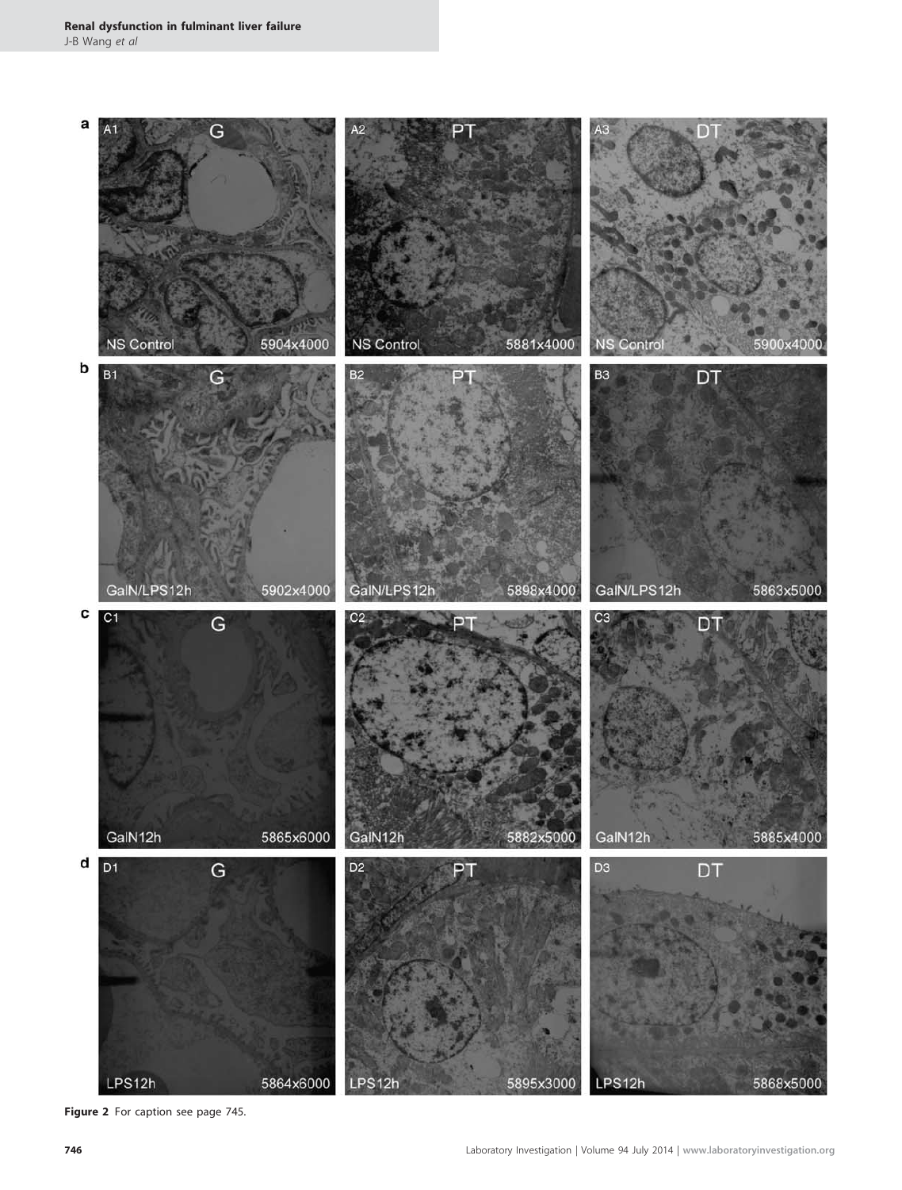Figure 2 For caption see page 745.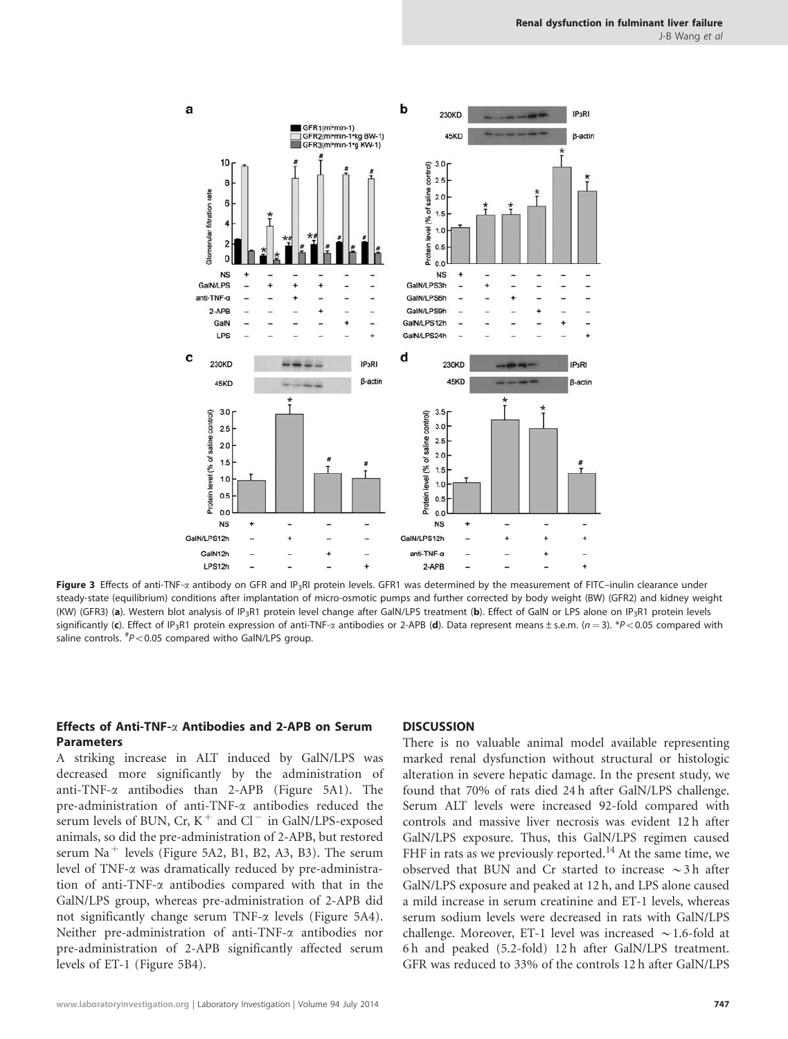Figure 3 Effects of anti-TNF-α antibody on GFR and $IP_3RI$ protein levels. GFR1 was determined by the measurement of FITC–inulin clearance under steady-state (equilibrium) conditions after implantation of micro-osmotic pumps and further corrected by body weight (BW) (GFR2) and kidney weight (KW) (GFR3) (**a**). Western blot analysis of $IP_3R1$ protein level change after GalN/LPS treatment (**b**). Effect of GalN or LPS alone on $IP_3R1$ protein levels significantly (**c**). Effect of $IP_3R1$ protein expression of anti-TNF-α antibodies or 2-APB (**d**). Data represent means ± s.e.m. ($n = 3$). *$P < 0.05$ compared with saline controls. #$P < 0.05$ compared witho GalN/LPS group.

### Effects of Anti-TNF-α Antibodies and 2-APB on Serum Parameters

A striking increase in ALT induced by GalN/LPS was decreased more significantly by the administration of anti-TNF-α antibodies than 2-APB (Figure 5A1). The pre-administration of anti-TNF-α antibodies reduced the serum levels of BUN, Cr, $K^+$ and $Cl^-$ in GalN/LPS-exposed animals, so did the pre-administration of 2-APB, but restored serum $Na^+$ levels (Figure 5A2, B1, B2, A3, B3). The serum level of TNF-α was dramatically reduced by pre-administration of anti-TNF-α antibodies compared with that in the GalN/LPS group, whereas pre-administration of 2-APB did not significantly change serum TNF-α levels (Figure 5A4). Neither pre-administration of anti-TNF-α antibodies nor pre-administration of 2-APB significantly affected serum levels of ET-1 (Figure 5B4).

## DISCUSSION

There is no valuable animal model available representing marked renal dysfunction without structural or histologic alteration in severe hepatic damage. In the present study, we found that 70% of rats died 24 h after GalN/LPS challenge. Serum ALT levels were increased 92-fold compared with controls and massive liver necrosis was evident 12 h after GalN/LPS exposure. Thus, this GalN/LPS regimen caused FHF in rats as we previously reported.[14] At the same time, we observed that BUN and Cr started to increase ~3 h after GalN/LPS exposure and peaked at 12 h, and LPS alone caused a mild increase in serum creatinine and ET-1 levels, whereas serum sodium levels were decreased in rats with GalN/LPS challenge. Moreover, ET-1 level was increased ~1.6-fold at 6 h and peaked (5.2-fold) 12 h after GalN/LPS treatment. GFR was reduced to 33% of the controls 12 h after GalN/LPS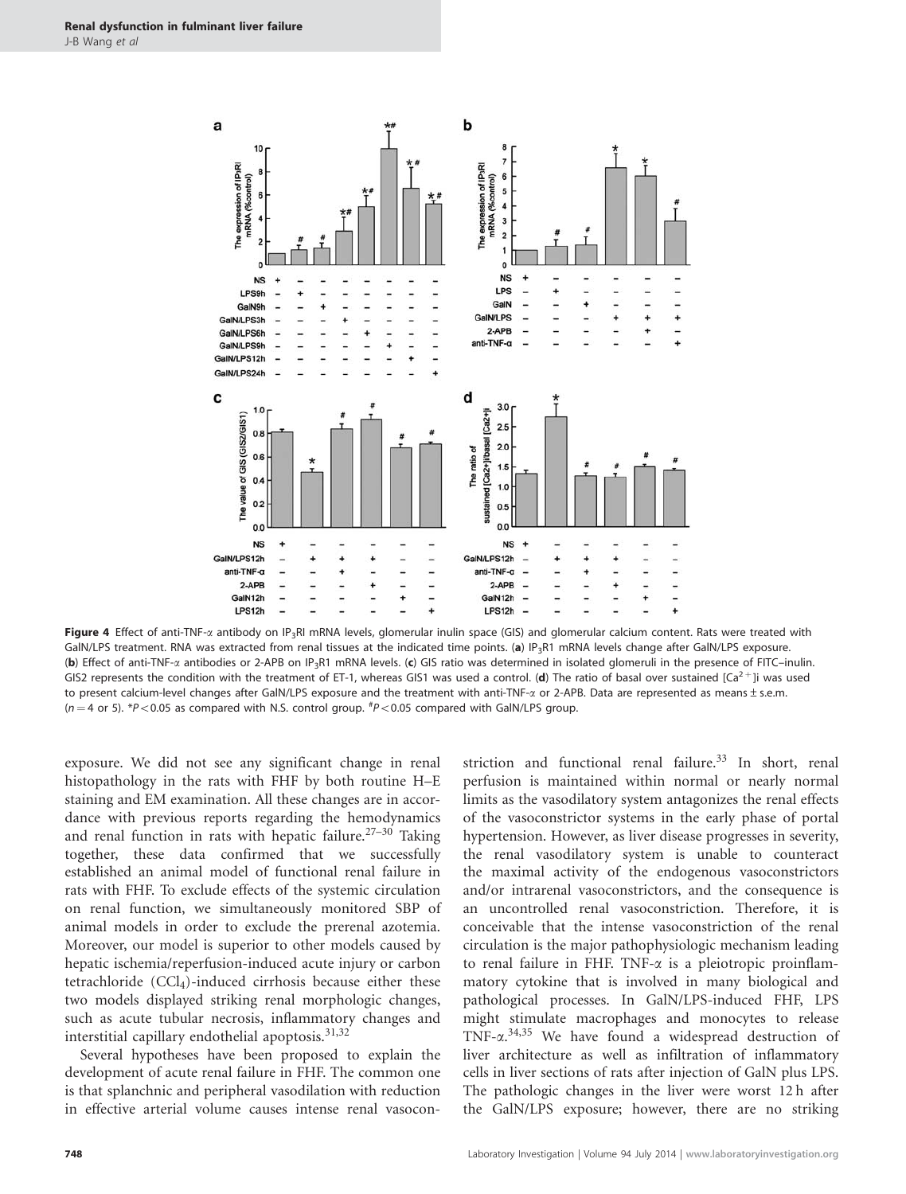**Figure 4** Effect of anti-TNF-α antibody on $IP_3RI$ mRNA levels, glomerular inulin space (GIS) and glomerular calcium content. Rats were treated with GalN/LPS treatment. RNA was extracted from renal tissues at the indicated time points. (**a**) $IP_3R1$ mRNA levels change after GalN/LPS exposure. (**b**) Effect of anti-TNF-α antibodies or 2-APB on $IP_3R1$ mRNA levels. (**c**) GIS ratio was determined in isolated glomeruli in the presence of FITC–inulin. GIS2 represents the condition with the treatment of ET-1, whereas GIS1 was used a control. (**d**) The ratio of basal over sustained $[Ca^{2+}]i$ was used to present calcium-level changes after GalN/LPS exposure and the treatment with anti-TNF-α or 2-APB. Data are represented as means ± s.e.m. ($n = 4$ or 5). $^{*}P < 0.05$ as compared with N.S. control group. $^{\#}P < 0.05$ compared with GalN/LPS group.

exposure. We did not see any significant change in renal histopathology in the rats with FHF by both routine H–E staining and EM examination. All these changes are in accordance with previous reports regarding the hemodynamics and renal function in rats with hepatic failure.[27–30] Taking together, these data confirmed that we successfully established an animal model of functional renal failure in rats with FHF. To exclude effects of the systemic circulation on renal function, we simultaneously monitored SBP of animal models in order to exclude the prerenal azotemia. Moreover, our model is superior to other models caused by hepatic ischemia/reperfusion-induced acute injury or carbon tetrachloride ($CCl_4$)-induced cirrhosis because either these two models displayed striking renal morphologic changes, such as acute tubular necrosis, inflammatory changes and interstitial capillary endothelial apoptosis.[31,32]

Several hypotheses have been proposed to explain the development of acute renal failure in FHF. The common one is that splanchnic and peripheral vasodilation with reduction in effective arterial volume causes intense renal vasoconstriction and functional renal failure.[33] In short, renal perfusion is maintained within normal or nearly normal limits as the vasodilatory system antagonizes the renal effects of the vasoconstrictor systems in the early phase of portal hypertension. However, as liver disease progresses in severity, the renal vasodilatory system is unable to counteract the maximal activity of the endogenous vasoconstrictors and/or intrarenal vasoconstrictors, and the consequence is an uncontrolled renal vasoconstriction. Therefore, it is conceivable that the intense vasoconstriction of the renal circulation is the major pathophysiologic mechanism leading to renal failure in FHF. TNF-α is a pleiotropic proinflammatory cytokine that is involved in many biological and pathological processes. In GalN/LPS-induced FHF, LPS might stimulate macrophages and monocytes to release TNF-α.[34,35] We have found a widespread destruction of liver architecture as well as infiltration of inflammatory cells in liver sections of rats after injection of GalN plus LPS. The pathologic changes in the liver were worst 12 h after the GalN/LPS exposure; however, there are no striking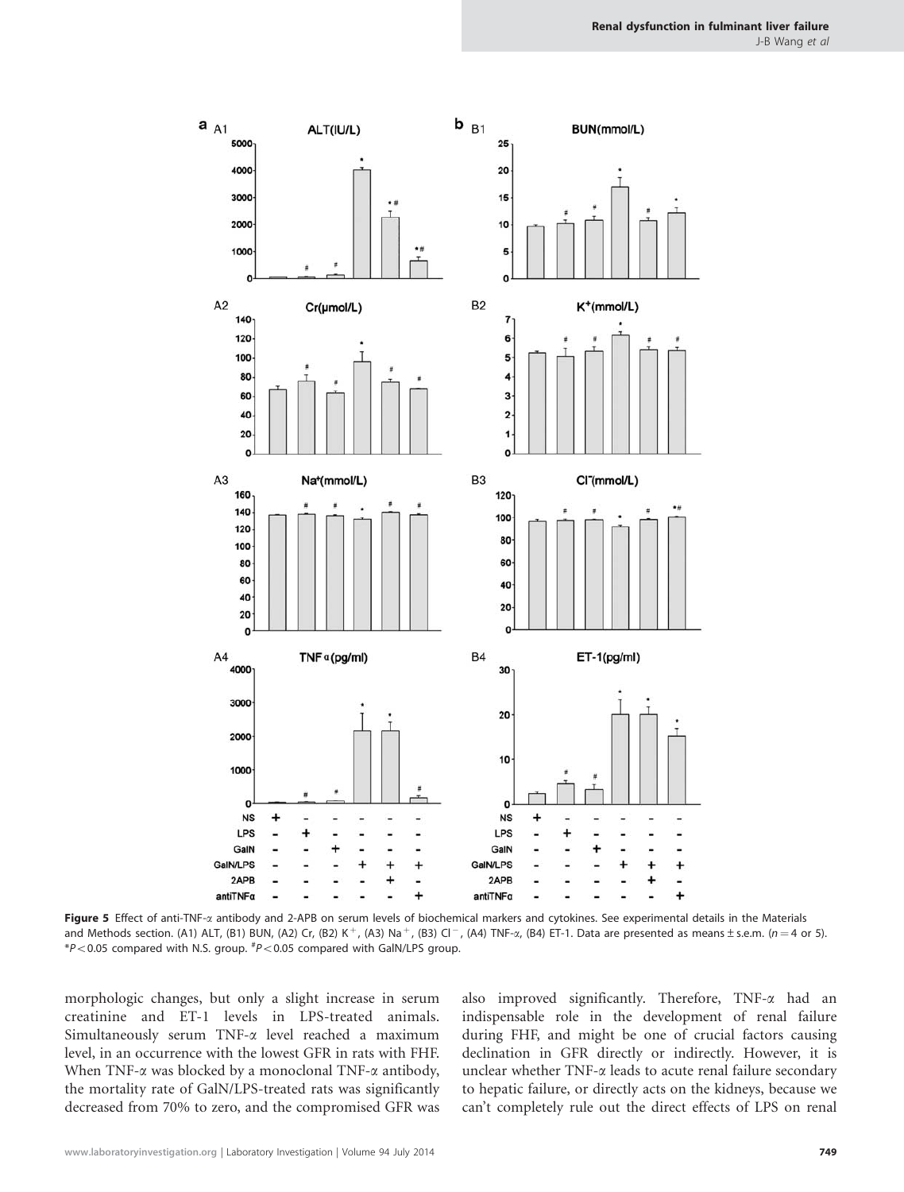Figure 5 Effect of anti-TNF-α antibody and 2-APB on serum levels of biochemical markers and cytokines. See experimental details in the Materials and Methods section. (A1) ALT, (B1) BUN, (A2) Cr, (B2) $K^+$, (A3) $Na^+$, (B3) $Cl^-$, (A4) TNF-α, (B4) ET-1. Data are presented as means ± s.e.m. ($n = 4$ or 5). \*$P < 0.05$ compared with N.S. group. #$P < 0.05$ compared with GalN/LPS group.

morphologic changes, but only a slight increase in serum creatinine and ET-1 levels in LPS-treated animals. Simultaneously serum TNF-α level reached a maximum level, in an occurrence with the lowest GFR in rats with FHF. When TNF-α was blocked by a monoclonal TNF-α antibody, the mortality rate of GalN/LPS-treated rats was significantly decreased from 70% to zero, and the compromised GFR was also improved significantly. Therefore, TNF-α had an indispensable role in the development of renal failure during FHF, and might be one of crucial factors causing declination in GFR directly or indirectly. However, it is unclear whether TNF-α leads to acute renal failure secondary to hepatic failure, or directly acts on the kidneys, because we can't completely rule out the direct effects of LPS on renal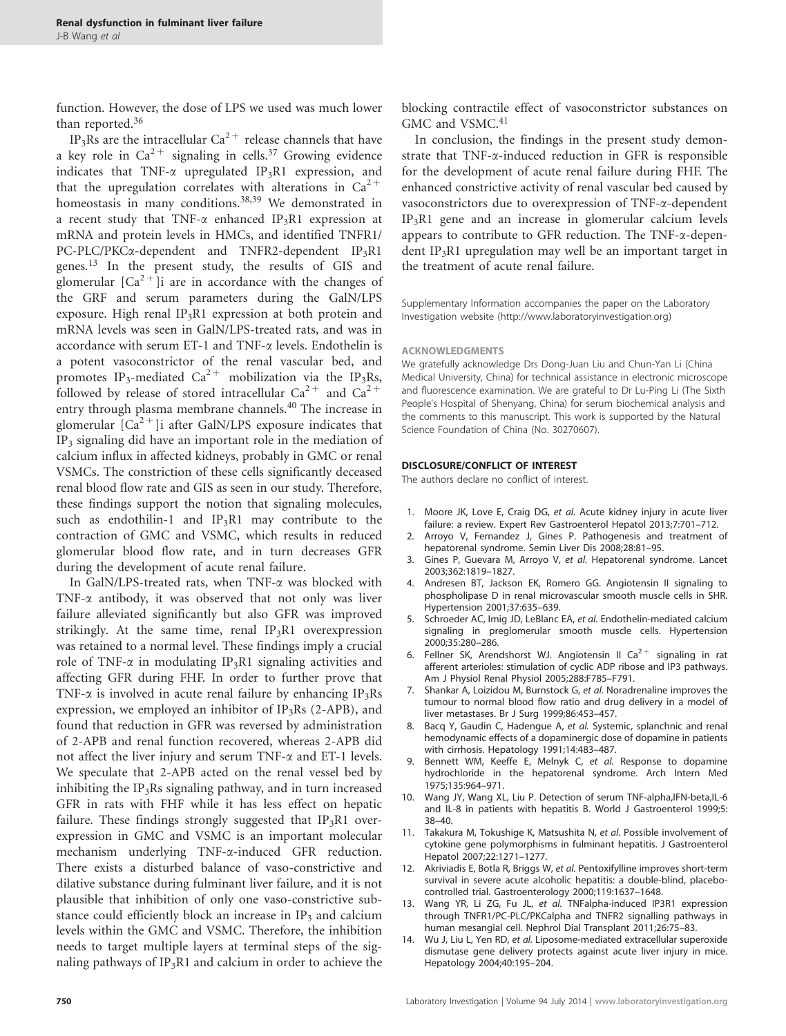function. However, the dose of LPS we used was much lower than reported.[36]

$IP_3Rs$ are the intracellular $Ca^{2+}$ release channels that have a key role in $Ca^{2+}$ signaling in cells.[37] Growing evidence indicates that TNF-$\alpha$ upregulated $IP_3R1$ expression, and that the upregulation correlates with alterations in $Ca^{2+}$ homeostasis in many conditions.[38,39] We demonstrated in a recent study that TNF-$\alpha$ enhanced $IP_3R1$ expression at mRNA and protein levels in HMCs, and identified TNFR1/PC-PLC/PKC$\alpha$-dependent and TNFR2-dependent $IP_3R1$ genes.[13] In the present study, the results of GIS and glomerular $[Ca^{2+}]$i are in accordance with the changes of the GRF and serum parameters during the GalN/LPS exposure. High renal $IP_3R1$ expression at both protein and mRNA levels was seen in GalN/LPS-treated rats, and was in accordance with serum ET-1 and TNF-$\alpha$ levels. Endothelin is a potent vasoconstrictor of the renal vascular bed, and promotes $IP_3$-mediated $Ca^{2+}$ mobilization via the $IP_3Rs$, followed by release of stored intracellular $Ca^{2+}$ and $Ca^{2+}$ entry through plasma membrane channels.[40] The increase in glomerular $[Ca^{2+}]$i after GalN/LPS exposure indicates that $IP_3$ signaling did have an important role in the mediation of calcium influx in affected kidneys, probably in GMC or renal VSMCs. The constriction of these cells significantly deceased renal blood flow rate and GIS as seen in our study. Therefore, these findings support the notion that signaling molecules, such as endothilin-1 and $IP_3R1$ may contribute to the contraction of GMC and VSMC, which results in reduced glomerular blood flow rate, and in turn decreases GFR during the development of acute renal failure.

In GalN/LPS-treated rats, when TNF-$\alpha$ was blocked with TNF-$\alpha$ antibody, it was observed that not only was liver failure alleviated significantly but also GFR was improved strikingly. At the same time, renal $IP_3R1$ overexpression was retained to a normal level. These findings imply a crucial role of TNF-$\alpha$ in modulating $IP_3R1$ signaling activities and affecting GFR during FHF. In order to further prove that TNF-$\alpha$ is involved in acute renal failure by enhancing $IP_3Rs$ expression, we employed an inhibitor of $IP_3Rs$ (2-APB), and found that reduction in GFR was reversed by administration of 2-APB and renal function recovered, whereas 2-APB did not affect the liver injury and serum TNF-$\alpha$ and ET-1 levels. We speculate that 2-APB acted on the renal vessel bed by inhibiting the $IP_3Rs$ signaling pathway, and in turn increased GFR in rats with FHF while it has less effect on hepatic failure. These findings strongly suggested that $IP_3R1$ overexpression in GMC and VSMC is an important molecular mechanism underlying TNF-$\alpha$-induced GFR reduction. There exists a disturbed balance of vaso-constrictive and dilative substance during fulminant liver failure, and it is not plausible that inhibition of only one vaso-constrictive substance could efficiently block an increase in $IP_3$ and calcium levels within the GMC and VSMC. Therefore, the inhibition needs to target multiple layers at terminal steps of the signaling pathways of $IP_3R1$ and calcium in order to achieve the blocking contractile effect of vasoconstrictor substances on GMC and VSMC.[41]

In conclusion, the findings in the present study demonstrate that TNF-$\alpha$-induced reduction in GFR is responsible for the development of acute renal failure during FHF. The enhanced constrictive activity of renal vascular bed caused by vasoconstrictors due to overexpression of TNF-$\alpha$-dependent $IP_3R1$ gene and an increase in glomerular calcium levels appears to contribute to GFR reduction. The TNF-$\alpha$-dependent $IP_3R1$ upregulation may well be an important target in the treatment of acute renal failure.

Supplementary Information accompanies the paper on the Laboratory Investigation website (http://www.laboratoryinvestigation.org)

## ACKNOWLEDGMENTS

We gratefully acknowledge Drs Dong-Juan Liu and Chun-Yan Li (China Medical University, China) for technical assistance in electronic microscope and fluorescence examination. We are grateful to Dr Lu-Ping Li (The Sixth People's Hospital of Shenyang, China) for serum biochemical analysis and the comments to this manuscript. This work is supported by the Natural Science Foundation of China (No. 30270607).

## DISCLOSURE/CONFLICT OF INTEREST

The authors declare no conflict of interest.

1. Moore JK, Love E, Craig DG, *et al.* Acute kidney injury in acute liver failure: a review. Expert Rev Gastroenterol Hepatol 2013;7:701–712.
2. Arroyo V, Fernandez J, Gines P. Pathogenesis and treatment of hepatorenal syndrome. Semin Liver Dis 2008;28:81–95.
3. Gines P, Guevara M, Arroyo V, *et al.* Hepatorenal syndrome. Lancet 2003;362:1819–1827.
4. Andresen BT, Jackson EK, Romero GG. Angiotensin II signaling to phospholipase D in renal microvascular smooth muscle cells in SHR. Hypertension 2001;37:635–639.
5. Schroeder AC, Imig JD, LeBlanc EA, *et al.* Endothelin-mediated calcium signaling in preglomerular smooth muscle cells. Hypertension 2000;35:280–286.
6. Fellner SK, Arendshorst WJ. Angiotensin II $Ca^{2+}$ signaling in rat afferent arterioles: stimulation of cyclic ADP ribose and IP3 pathways. Am J Physiol Renal Physiol 2005;288:F785–F791.
7. Shankar A, Loizidou M, Burnstock G, *et al.* Noradrenaline improves the tumour to normal blood flow ratio and drug delivery in a model of liver metastases. Br J Surg 1999;86:453–457.
8. Bacq Y, Gaudin C, Hadengue A, *et al.* Systemic, splanchnic and renal hemodynamic effects of a dopaminergic dose of dopamine in patients with cirrhosis. Hepatology 1991;14:483–487.
9. Bennett WM, Keeffe E, Melnyk C, *et al.* Response to dopamine hydrochloride in the hepatorenal syndrome. Arch Intern Med 1975;135:964–971.
10. Wang JY, Wang XL, Liu P. Detection of serum TNF-alpha,IFN-beta,IL-6 and IL-8 in patients with hepatitis B. World J Gastroenterol 1999;5: 38–40.
11. Takakura M, Tokushige K, Matsushita N, *et al.* Possible involvement of cytokine gene polymorphisms in fulminant hepatitis. J Gastroenterol Hepatol 2007;22:1271–1277.
12. Akriviadis E, Botla R, Briggs W, *et al.* Pentoxifylline improves short-term survival in severe acute alcoholic hepatitis: a double-blind, placebo-controlled trial. Gastroenterology 2000;119:1637–1648.
13. Wang YR, Li ZG, Fu JL, *et al.* TNFalpha-induced IP3R1 expression through TNFR1/PC-PLC/PKCalpha and TNFR2 signalling pathways in human mesangial cell. Nephrol Dial Transplant 2011;26:75–83.
14. Wu J, Liu L, Yen RD, *et al.* Liposome-mediated extracellular superoxide dismutase gene delivery protects against acute liver injury in mice. Hepatology 2004;40:195–204.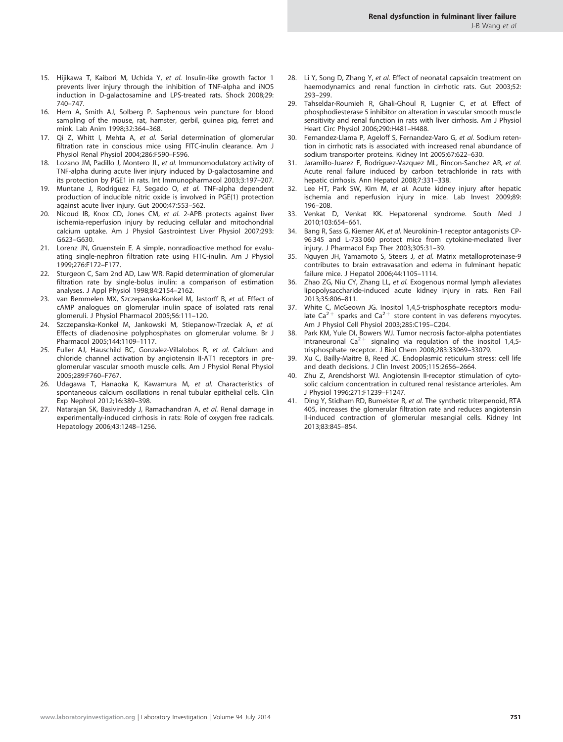15. Hijikawa T, Kaibori M, Uchida Y, *et al.* Insulin-like growth factor 1 prevents liver injury through the inhibition of TNF-alpha and iNOS induction in D-galactosamine and LPS-treated rats. Shock 2008;29: 740–747.
16. Hem A, Smith AJ, Solberg P. Saphenous vein puncture for blood sampling of the mouse, rat, hamster, gerbil, guinea pig, ferret and mink. Lab Anim 1998;32:364–368.
17. Qi Z, Whitt I, Mehta A, *et al.* Serial determination of glomerular filtration rate in conscious mice using FITC-inulin clearance. Am J Physiol Renal Physiol 2004;286:F590–F596.
18. Lozano JM, Padillo J, Montero JL, *et al.* Immunomodulatory activity of TNF-alpha during acute liver injury induced by D-galactosamine and its protection by PGE1 in rats. Int Immunopharmacol 2003;3:197–207.
19. Muntane J, Rodriguez FJ, Segado O, *et al.* TNF-alpha dependent production of inducible nitric oxide is involved in PGE(1) protection against acute liver injury. Gut 2000;47:553–562.
20. Nicoud IB, Knox CD, Jones CM, *et al.* 2-APB protects against liver ischemia-reperfusion injury by reducing cellular and mitochondrial calcium uptake. Am J Physiol Gastrointest Liver Physiol 2007;293: G623–G630.
21. Lorenz JN, Gruenstein E. A simple, nonradioactive method for evaluating single-nephron filtration rate using FITC-inulin. Am J Physiol 1999;276:F172–F177.
22. Sturgeon C, Sam 2nd AD, Law WR. Rapid determination of glomerular filtration rate by single-bolus inulin: a comparison of estimation analyses. J Appl Physiol 1998;84:2154–2162.
23. van Bemmelen MX, Szczepanska-Konkel M, Jastorff B, *et al.* Effect of cAMP analogues on glomerular inulin space of isolated rats renal glomeruli. J Physiol Pharmacol 2005;56:111–120.
24. Szczepanska-Konkel M, Jankowski M, Stiepanow-Trzeciak A, *et al.* Effects of diadenosine polyphosphates on glomerular volume. Br J Pharmacol 2005;144:1109–1117.
25. Fuller AJ, Hauschild BC, Gonzalez-Villalobos R, *et al.* Calcium and chloride channel activation by angiotensin II-AT1 receptors in preglomerular vascular smooth muscle cells. Am J Physiol Renal Physiol 2005;289:F760–F767.
26. Udagawa T, Hanaoka K, Kawamura M, *et al.* Characteristics of spontaneous calcium oscillations in renal tubular epithelial cells. Clin Exp Nephrol 2012;16:389–398.
27. Natarajan SK, Basivireddy J, Ramachandran A, *et al.* Renal damage in experimentally-induced cirrhosis in rats: Role of oxygen free radicals. Hepatology 2006;43:1248–1256.
28. Li Y, Song D, Zhang Y, *et al.* Effect of neonatal capsaicin treatment on haemodynamics and renal function in cirrhotic rats. Gut 2003;52: 293–299.
29. Tahseldar-Roumieh R, Ghali-Ghoul R, Lugnier C, *et al.* Effect of phosphodiesterase 5 inhibitor on alteration in vascular smooth muscle sensitivity and renal function in rats with liver cirrhosis. Am J Physiol Heart Circ Physiol 2006;290:H481–H488.
30. Fernandez-Llama P, Ageloff S, Fernandez-Varo G, *et al.* Sodium retention in cirrhotic rats is associated with increased renal abundance of sodium transporter proteins. Kidney Int 2005;67:622–630.
31. Jaramillo-Juarez F, Rodriguez-Vazquez ML, Rincon-Sanchez AR, *et al.* Acute renal failure induced by carbon tetrachloride in rats with hepatic cirrhosis. Ann Hepatol 2008;7:331–338.
32. Lee HT, Park SW, Kim M, *et al.* Acute kidney injury after hepatic ischemia and reperfusion injury in mice. Lab Invest 2009;89: 196–208.
33. Venkat D, Venkat KK. Hepatorenal syndrome. South Med J 2010;103:654–661.
34. Bang R, Sass G, Kiemer AK, *et al.* Neurokinin-1 receptor antagonists CP-96 345 and L-733 060 protect mice from cytokine-mediated liver injury. J Pharmacol Exp Ther 2003;305:31–39.
35. Nguyen JH, Yamamoto S, Steers J, *et al.* Matrix metalloproteinase-9 contributes to brain extravasation and edema in fulminant hepatic failure mice. J Hepatol 2006;44:1105–1114.
36. Zhao ZG, Niu CY, Zhang LL, *et al.* Exogenous normal lymph alleviates lipopolysaccharide-induced acute kidney injury in rats. Ren Fail 2013;35:806–811.
37. White C, McGeown JG. Inositol 1,4,5-trisphosphate receptors modulate $Ca^{2+}$ sparks and $Ca^{2+}$ store content in vas deferens myocytes. Am J Physiol Cell Physiol 2003;285:C195–C204.
38. Park KM, Yule DI, Bowers WJ. Tumor necrosis factor-alpha potentiates intraneuronal $Ca^{2+}$ signaling via regulation of the inositol 1,4,5-trisphosphate receptor. J Biol Chem 2008;283:33069–33079.
39. Xu C, Bailly-Maitre B, Reed JC. Endoplasmic reticulum stress: cell life and death decisions. J Clin Invest 2005;115:2656–2664.
40. Zhu Z, Arendshorst WJ. Angiotensin II-receptor stimulation of cytosolic calcium concentration in cultured renal resistance arterioles. Am J Physiol 1996;271:F1239–F1247.
41. Ding Y, Stidham RD, Bumeister R, *et al.* The synthetic triterpenoid, RTA 405, increases the glomerular filtration rate and reduces angiotensin II-induced contraction of glomerular mesangial cells. Kidney Int 2013;83:845–854.